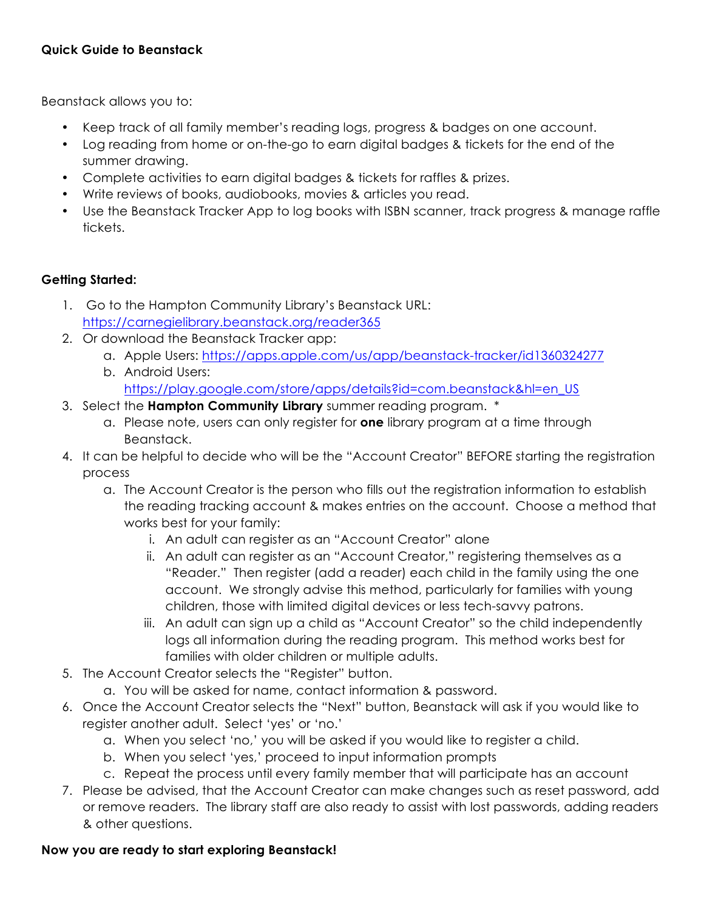**Quick Guide to Beanstack**

Beanstack allows you to:

- Keep track of all family member's reading logs, progress & badges on one account.
- Log reading from home or on-the-go to earn digital badges & tickets for the end of the summer drawing.
- Complete activities to earn digital badges & tickets for raffles & prizes.
- Write reviews of books, audiobooks, movies & articles you read.
- Use the Beanstack Tracker App to log books with ISBN scanner, track progress & manage raffle tickets.

**Getting Started:**

1. Go to the Hampton Community Library's Beanstack URL: https://carnegielibrary.beanstack.org/reader365
2. Or download the Beanstack Tracker app:
   a. Apple Users: https://apps.apple.com/us/app/beanstack-tracker/id1360324277
   b. Android Users: https://play.google.com/store/apps/details?id=com.beanstack&hl=en_US
3. Select the **Hampton Community Library** summer reading program. *
   a. Please note, users can only register for **one** library program at a time through Beanstack.
4. It can be helpful to decide who will be the "Account Creator" BEFORE starting the registration process
   a. The Account Creator is the person who fills out the registration information to establish the reading tracking account & makes entries on the account. Choose a method that works best for your family:
      i. An adult can register as an "Account Creator" alone
      ii. An adult can register as an "Account Creator," registering themselves as a "Reader." Then register (add a reader) each child in the family using the one account. We strongly advise this method, particularly for families with young children, those with limited digital devices or less tech-savvy patrons.
      iii. An adult can sign up a child as "Account Creator" so the child independently logs all information during the reading program. This method works best for families with older children or multiple adults.
5. The Account Creator selects the "Register" button.
   a. You will be asked for name, contact information & password.
6. Once the Account Creator selects the "Next" button, Beanstack will ask if you would like to register another adult. Select 'yes' or 'no.'
   a. When you select 'no,' you will be asked if you would like to register a child.
   b. When you select 'yes,' proceed to input information prompts
   c. Repeat the process until every family member that will participate has an account
7. Please be advised, that the Account Creator can make changes such as reset password, add or remove readers. The library staff are also ready to assist with lost passwords, adding readers & other questions.

**Now you are ready to start exploring Beanstack!**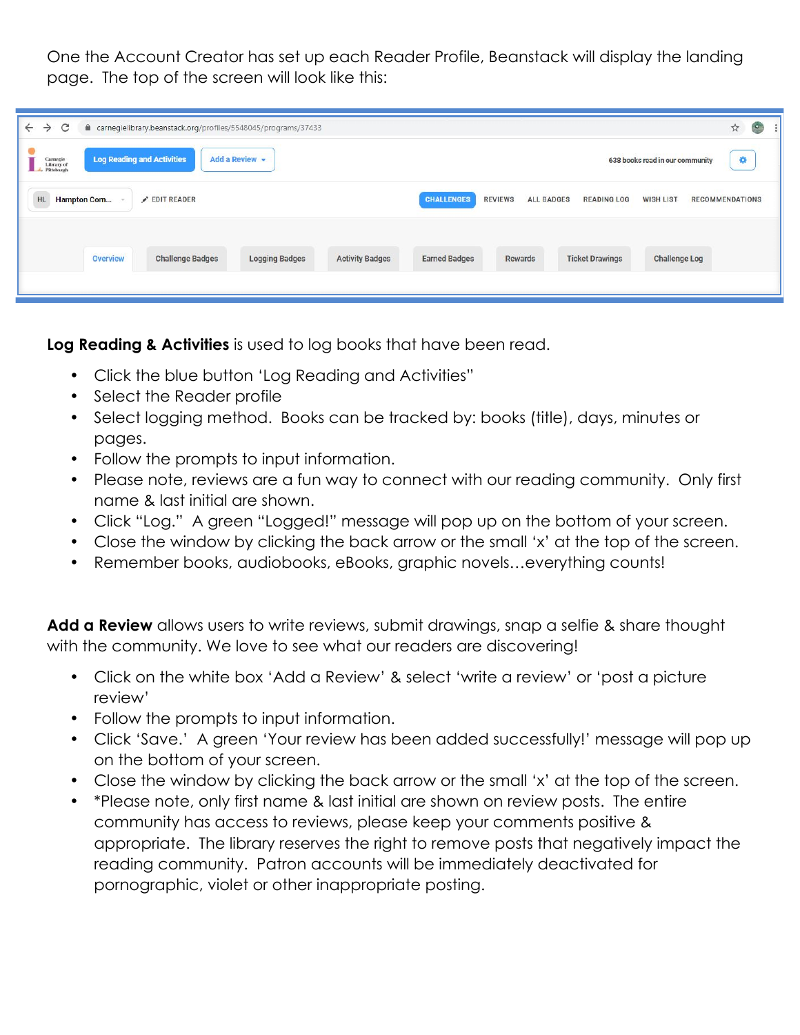One the Account Creator has set up each Reader Profile, Beanstack will display the landing page. The top of the screen will look like this:

**Log Reading & Activities** is used to log books that have been read.

- Click the blue button 'Log Reading and Activities"
- Select the Reader profile
- Select logging method. Books can be tracked by: books (title), days, minutes or pages.
- Follow the prompts to input information.
- Please note, reviews are a fun way to connect with our reading community. Only first name & last initial are shown.
- Click "Log." A green "Logged!" message will pop up on the bottom of your screen.
- Close the window by clicking the back arrow or the small 'x' at the top of the screen.
- Remember books, audiobooks, eBooks, graphic novels…everything counts!

**Add a Review** allows users to write reviews, submit drawings, snap a selfie & share thought with the community. We love to see what our readers are discovering!

- Click on the white box 'Add a Review' & select 'write a review' or 'post a picture review'
- Follow the prompts to input information.
- Click 'Save.' A green 'Your review has been added successfully!' message will pop up on the bottom of your screen.
- Close the window by clicking the back arrow or the small 'x' at the top of the screen.
- *Please note, only first name & last initial are shown on review posts. The entire community has access to reviews, please keep your comments positive & appropriate. The library reserves the right to remove posts that negatively impact the reading community. Patron accounts will be immediately deactivated for pornographic, violet or other inappropriate posting.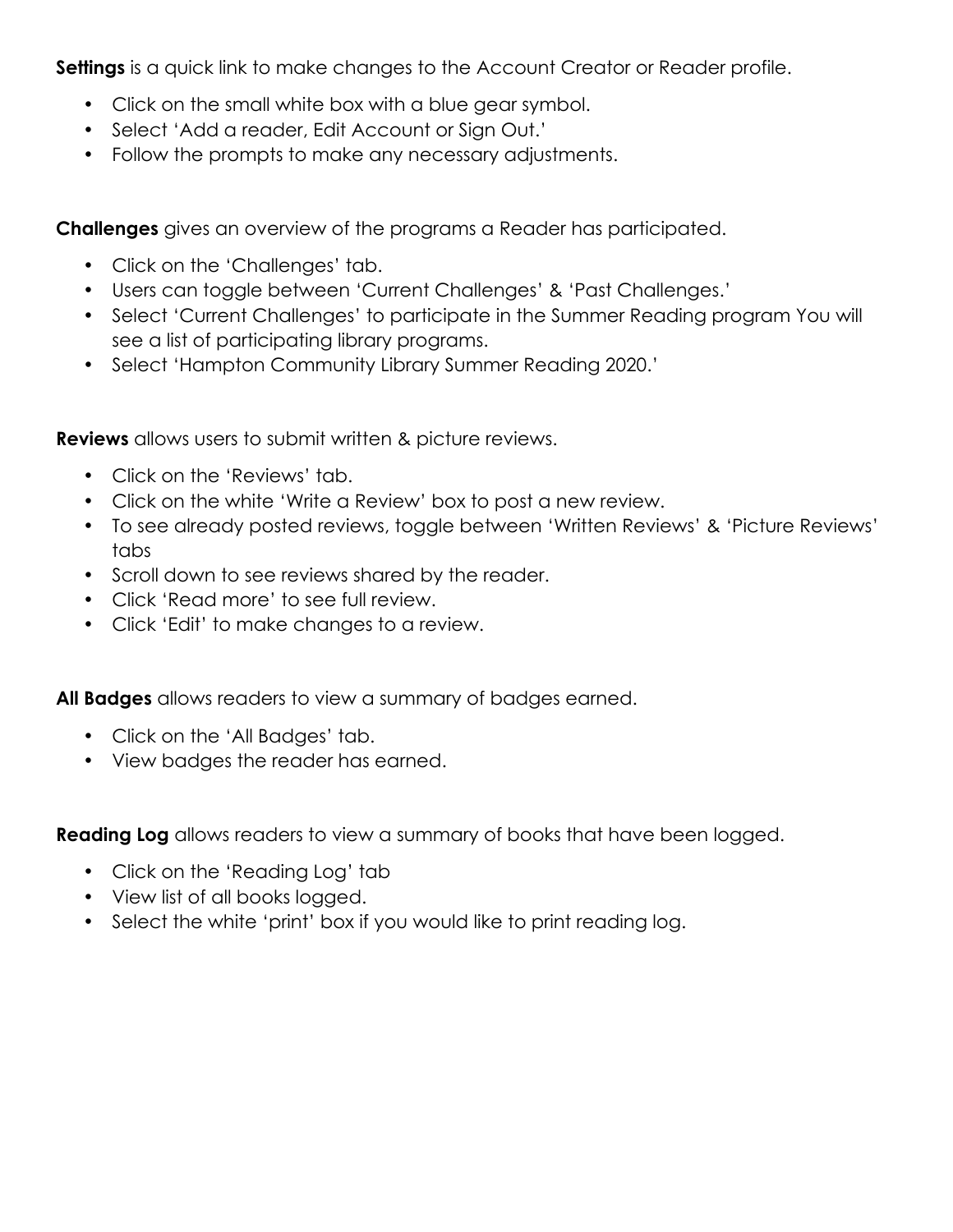**Settings** is a quick link to make changes to the Account Creator or Reader profile.

- Click on the small white box with a blue gear symbol.
- Select 'Add a reader, Edit Account or Sign Out.'
- Follow the prompts to make any necessary adjustments.

**Challenges** gives an overview of the programs a Reader has participated.

- Click on the 'Challenges' tab.
- Users can toggle between 'Current Challenges' & 'Past Challenges.'
- Select 'Current Challenges' to participate in the Summer Reading program You will see a list of participating library programs.
- Select 'Hampton Community Library Summer Reading 2020.'

**Reviews** allows users to submit written & picture reviews.

- Click on the 'Reviews' tab.
- Click on the white 'Write a Review' box to post a new review.
- To see already posted reviews, toggle between 'Written Reviews' & 'Picture Reviews' tabs
- Scroll down to see reviews shared by the reader.
- Click 'Read more' to see full review.
- Click 'Edit' to make changes to a review.

**All Badges** allows readers to view a summary of badges earned.

- Click on the 'All Badges' tab.
- View badges the reader has earned.

**Reading Log** allows readers to view a summary of books that have been logged.

- Click on the 'Reading Log' tab
- View list of all books logged.
- Select the white 'print' box if you would like to print reading log.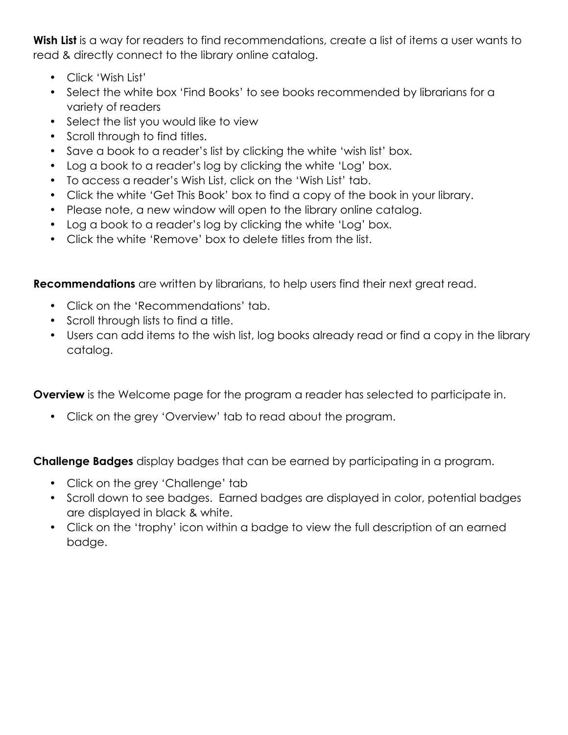**Wish List** is a way for readers to find recommendations, create a list of items a user wants to read & directly connect to the library online catalog.

- Click 'Wish List'
- Select the white box 'Find Books' to see books recommended by librarians for a variety of readers
- Select the list you would like to view
- Scroll through to find titles.
- Save a book to a reader's list by clicking the white 'wish list' box.
- Log a book to a reader's log by clicking the white 'Log' box.
- To access a reader's Wish List, click on the 'Wish List' tab.
- Click the white 'Get This Book' box to find a copy of the book in your library.
- Please note, a new window will open to the library online catalog.
- Log a book to a reader's log by clicking the white 'Log' box.
- Click the white 'Remove' box to delete titles from the list.

**Recommendations** are written by librarians, to help users find their next great read.

- Click on the 'Recommendations' tab.
- Scroll through lists to find a title.
- Users can add items to the wish list, log books already read or find a copy in the library catalog.

**Overview** is the Welcome page for the program a reader has selected to participate in.

- Click on the grey 'Overview' tab to read about the program.

**Challenge Badges** display badges that can be earned by participating in a program.

- Click on the grey 'Challenge' tab
- Scroll down to see badges. Earned badges are displayed in color, potential badges are displayed in black & white.
- Click on the 'trophy' icon within a badge to view the full description of an earned badge.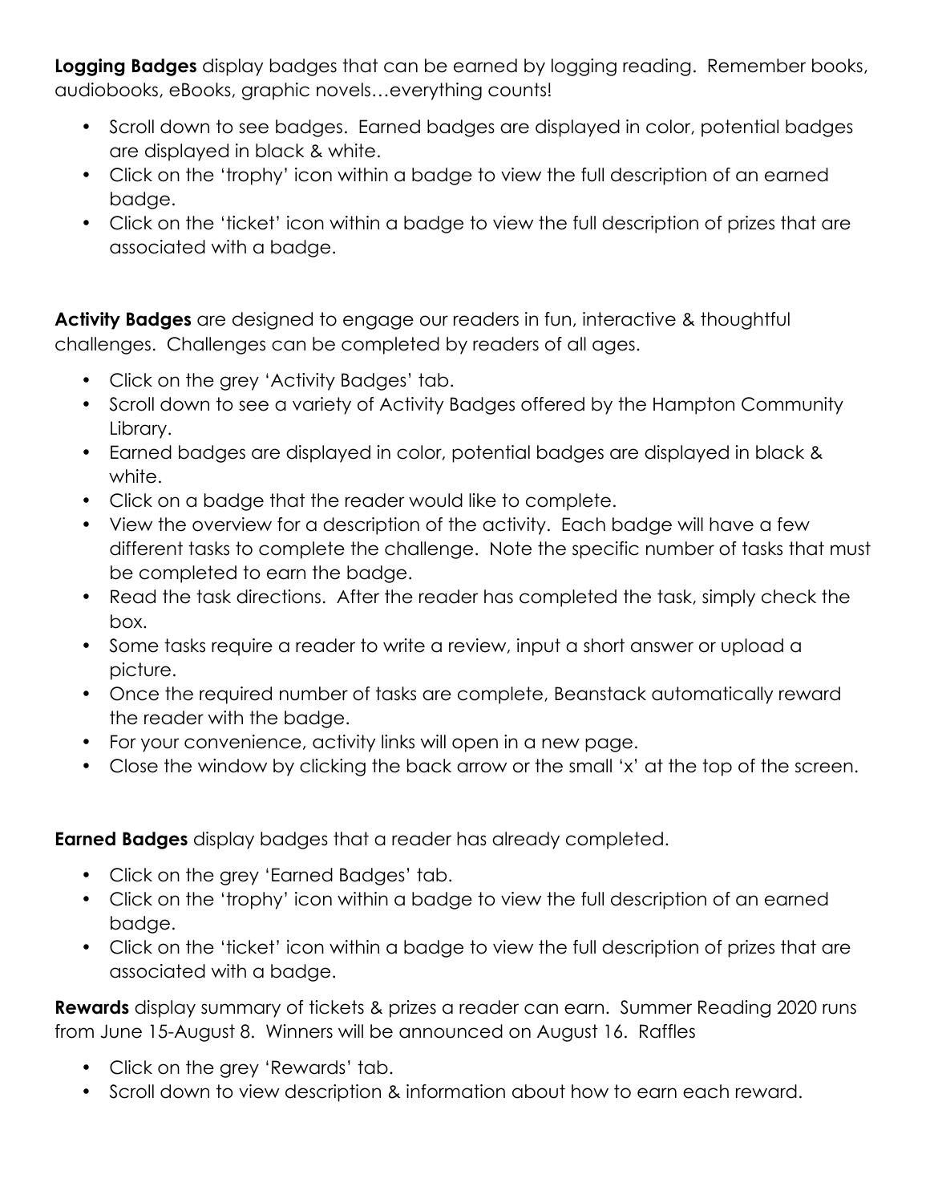**Logging Badges** display badges that can be earned by logging reading. Remember books, audiobooks, eBooks, graphic novels…everything counts!

- Scroll down to see badges. Earned badges are displayed in color, potential badges are displayed in black & white.
- Click on the 'trophy' icon within a badge to view the full description of an earned badge.
- Click on the 'ticket' icon within a badge to view the full description of prizes that are associated with a badge.

**Activity Badges** are designed to engage our readers in fun, interactive & thoughtful challenges. Challenges can be completed by readers of all ages.

- Click on the grey 'Activity Badges' tab.
- Scroll down to see a variety of Activity Badges offered by the Hampton Community Library.
- Earned badges are displayed in color, potential badges are displayed in black & white.
- Click on a badge that the reader would like to complete.
- View the overview for a description of the activity. Each badge will have a few different tasks to complete the challenge. Note the specific number of tasks that must be completed to earn the badge.
- Read the task directions. After the reader has completed the task, simply check the box.
- Some tasks require a reader to write a review, input a short answer or upload a picture.
- Once the required number of tasks are complete, Beanstack automatically reward the reader with the badge.
- For your convenience, activity links will open in a new page.
- Close the window by clicking the back arrow or the small 'x' at the top of the screen.

**Earned Badges** display badges that a reader has already completed.

- Click on the grey 'Earned Badges' tab.
- Click on the 'trophy' icon within a badge to view the full description of an earned badge.
- Click on the 'ticket' icon within a badge to view the full description of prizes that are associated with a badge.

**Rewards** display summary of tickets & prizes a reader can earn. Summer Reading 2020 runs from June 15-August 8. Winners will be announced on August 16. Raffles

- Click on the grey 'Rewards' tab.
- Scroll down to view description & information about how to earn each reward.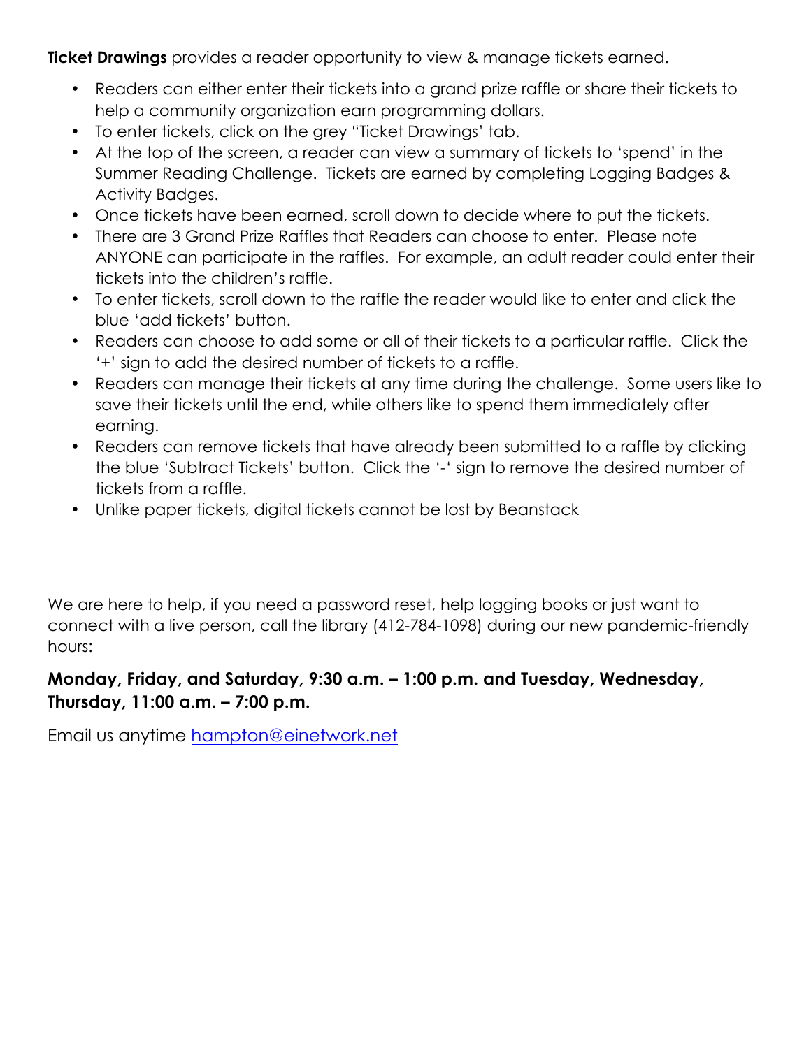**Ticket Drawings** provides a reader opportunity to view & manage tickets earned.

- Readers can either enter their tickets into a grand prize raffle or share their tickets to help a community organization earn programming dollars.
- To enter tickets, click on the grey "Ticket Drawings' tab.
- At the top of the screen, a reader can view a summary of tickets to 'spend' in the Summer Reading Challenge. Tickets are earned by completing Logging Badges & Activity Badges.
- Once tickets have been earned, scroll down to decide where to put the tickets.
- There are 3 Grand Prize Raffles that Readers can choose to enter. Please note ANYONE can participate in the raffles. For example, an adult reader could enter their tickets into the children's raffle.
- To enter tickets, scroll down to the raffle the reader would like to enter and click the blue 'add tickets' button.
- Readers can choose to add some or all of their tickets to a particular raffle. Click the '+' sign to add the desired number of tickets to a raffle.
- Readers can manage their tickets at any time during the challenge. Some users like to save their tickets until the end, while others like to spend them immediately after earning.
- Readers can remove tickets that have already been submitted to a raffle by clicking the blue 'Subtract Tickets' button. Click the '-' sign to remove the desired number of tickets from a raffle.
- Unlike paper tickets, digital tickets cannot be lost by Beanstack

We are here to help, if you need a password reset, help logging books or just want to connect with a live person, call the library (412-784-1098) during our new pandemic-friendly hours:

**Monday, Friday, and Saturday, 9:30 a.m. – 1:00 p.m. and Tuesday, Wednesday, Thursday, 11:00 a.m. – 7:00 p.m.**

Email us anytime hampton@einetwork.net